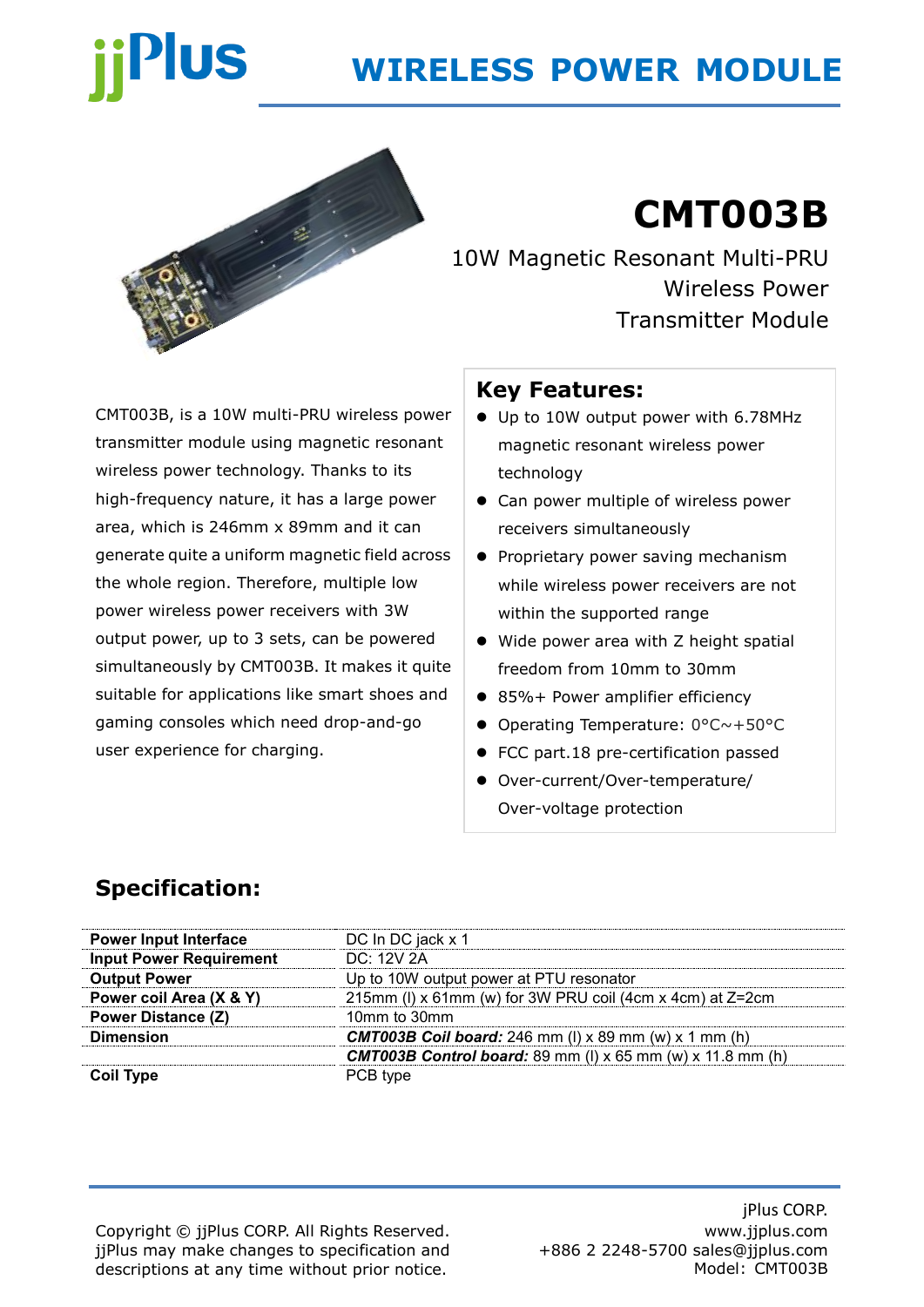# jjPlus

# WIRELESS POWER MODULE

# CMT003B

## 10W Magnetic Resonant Multi-PRU Wireless Power Transmitter Module

CMT003B, is a 10W multi-PRU wireless power transmitter module using magnetic resonant wireless power technology. Thanks to its high-frequency nature, it has a large power area, which is 246mm x 89mm and it can generate quite a uniform magnetic field across the whole region. Therefore, multiple low power wireless power receivers with 3W output power, up to 3 sets, can be powered simultaneously by CMT003B. It makes it quite suitable for applications like smart shoes and gaming consoles which need drop-and-go user experience for charging.

## Key Features:

- Up to 10W output power with 6.78MHz magnetic resonant wireless power technology
- Can power multiple of wireless power receivers simultaneously
- Proprietary power saving mechanism while wireless power receivers are not within the supported range
- Wide power area with Z height spatial freedom from 10mm to 30mm
- 85%+ Power amplifier efficiency
- Operating Temperature: 0°C~+50°C
- FCC part.18 pre-certification passed
- Over-current/Over-temperature/ Over-voltage protection

## Specification:

| | |
|---|---|
| **Power Input Interface** | DC In DC jack x 1 |
| **Input Power Requirement** | DC: 12V 2A |
| **Output Power** | Up to 10W output power at PTU resonator |
| **Power coil Area (X & Y)** | 215mm (l) x 61mm (w) for 3W PRU coil (4cm x 4cm) at Z=2cm |
| **Power Distance (Z)** | 10mm to 30mm |
| **Dimension** | ***CMT003B Coil board:*** 246 mm (l) x 89 mm (w) x 1 mm (h) |
| | ***CMT003B Control board:*** 89 mm (l) x 65 mm (w) x 11.8 mm (h) |
| **Coil Type** | PCB type |

Copyright © jjPlus CORP. All Rights Reserved. jjPlus may make changes to specification and descriptions at any time without prior notice.

jPlus CORP.
www.jjplus.com
+886 2 2248-5700 sales@jjplus.com
Model: CMT003B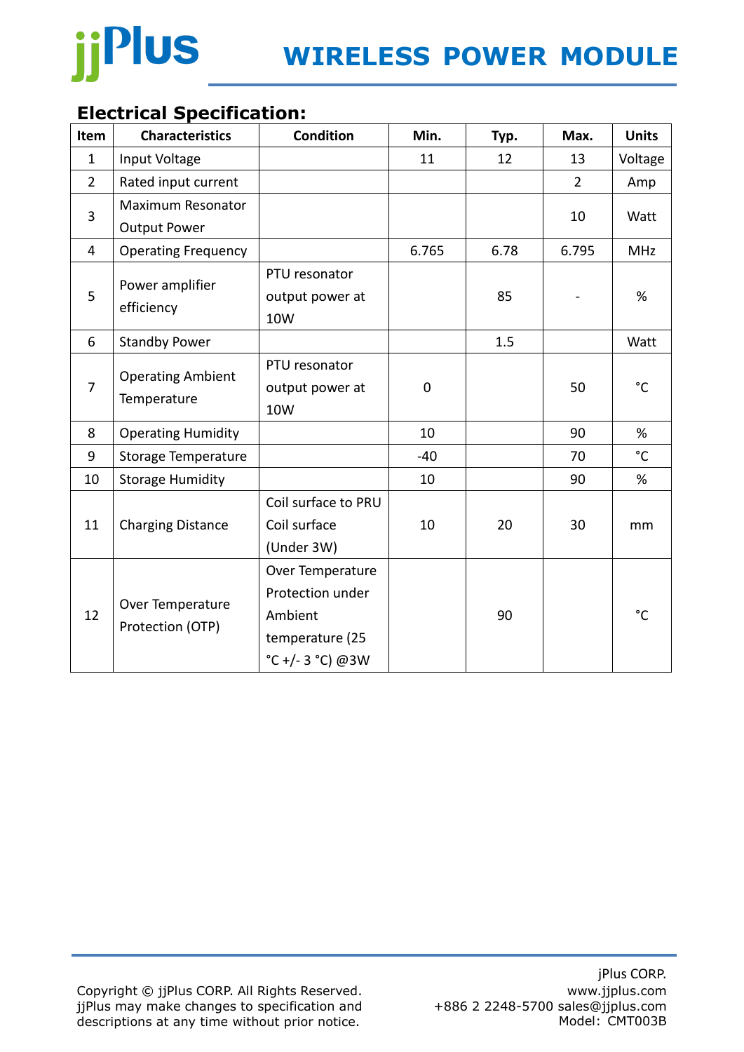## Electrical Specification:

| Item | Characteristics | Condition | Min. | Typ. | Max. | Units |
|---|---|---|---|---|---|---|
| 1 | Input Voltage | | 11 | 12 | 13 | Voltage |
| 2 | Rated input current | | | | 2 | Amp |
| 3 | Maximum Resonator Output Power | | | | 10 | Watt |
| 4 | Operating Frequency | | 6.765 | 6.78 | 6.795 | MHz |
| 5 | Power amplifier efficiency | PTU resonator output power at 10W | | 85 | - | % |
| 6 | Standby Power | | | 1.5 | | Watt |
| 7 | Operating Ambient Temperature | PTU resonator output power at 10W | 0 | | 50 | °C |
| 8 | Operating Humidity | | 10 | | 90 | % |
| 9 | Storage Temperature | | -40 | | 70 | °C |
| 10 | Storage Humidity | | 10 | | 90 | % |
| 11 | Charging Distance | Coil surface to PRU Coil surface (Under 3W) | 10 | 20 | 30 | mm |
| 12 | Over Temperature Protection (OTP) | Over Temperature Protection under Ambient temperature (25 °C +/- 3 °C) @3W | | 90 | | °C |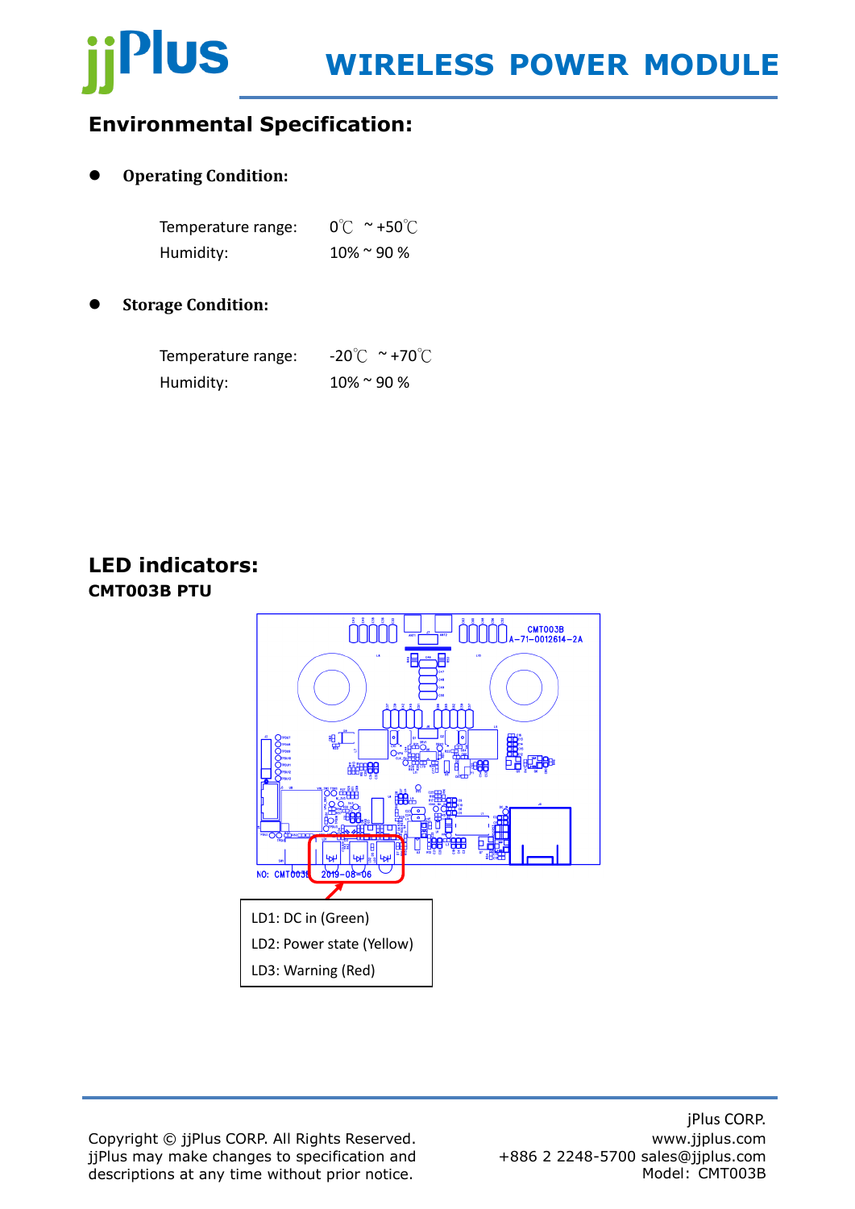## Environmental Specification:

- **Operating Condition:**

  Temperature range: 0℃ ~ +50℃
  Humidity: 10% ~ 90 %

- **Storage Condition:**

  Temperature range: -20℃ ~ +70℃
  Humidity: 10% ~ 90 %

## LED indicators:

**CMT003B PTU**

LD1: DC in (Green)
LD2: Power state (Yellow)
LD3: Warning (Red)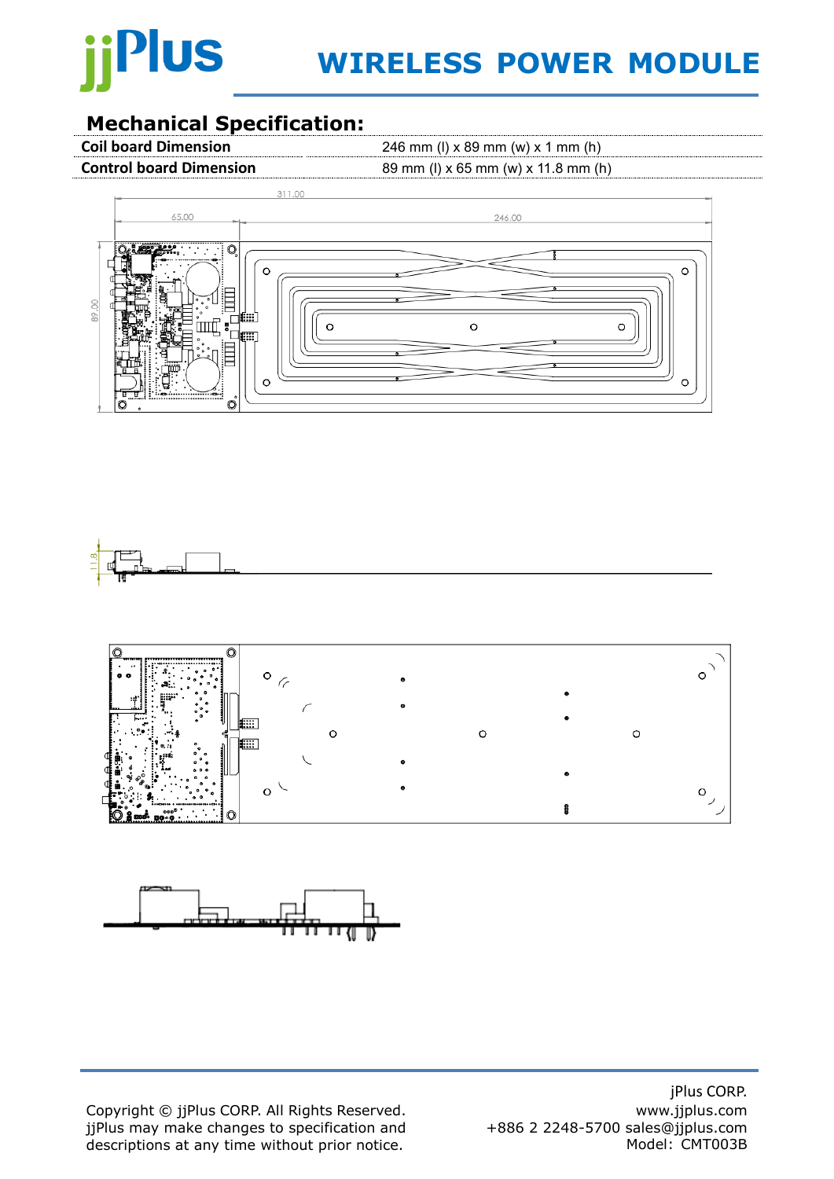## Mechanical Specification:

| | |
|---|---|
| **Coil board Dimension** | 246 mm (l) x 89 mm (w) x 1 mm (h) |
| **Control board Dimension** | 89 mm (l) x 65 mm (w) x 11.8 mm (h) |

311.00

65.00

246.00

89.00

11.8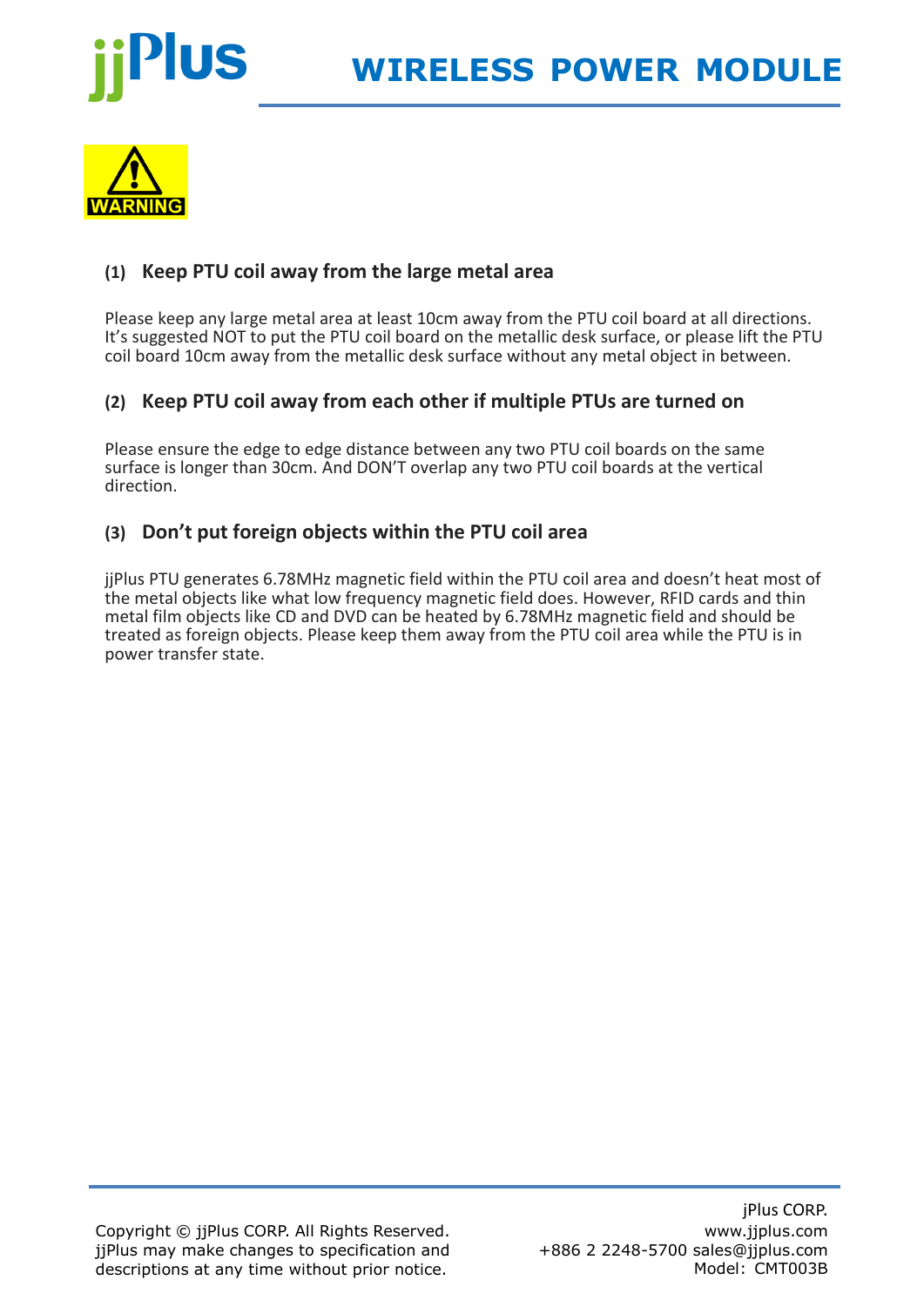WARNING

### (1) Keep PTU coil away from the large metal area

Please keep any large metal area at least 10cm away from the PTU coil board at all directions. It's suggested NOT to put the PTU coil board on the metallic desk surface, or please lift the PTU coil board 10cm away from the metallic desk surface without any metal object in between.

### (2) Keep PTU coil away from each other if multiple PTUs are turned on

Please ensure the edge to edge distance between any two PTU coil boards on the same surface is longer than 30cm. And DON'T overlap any two PTU coil boards at the vertical direction.

### (3) Don't put foreign objects within the PTU coil area

jjPlus PTU generates 6.78MHz magnetic field within the PTU coil area and doesn't heat most of the metal objects like what low frequency magnetic field does. However, RFID cards and thin metal film objects like CD and DVD can be heated by 6.78MHz magnetic field and should be treated as foreign objects. Please keep them away from the PTU coil area while the PTU is in power transfer state.